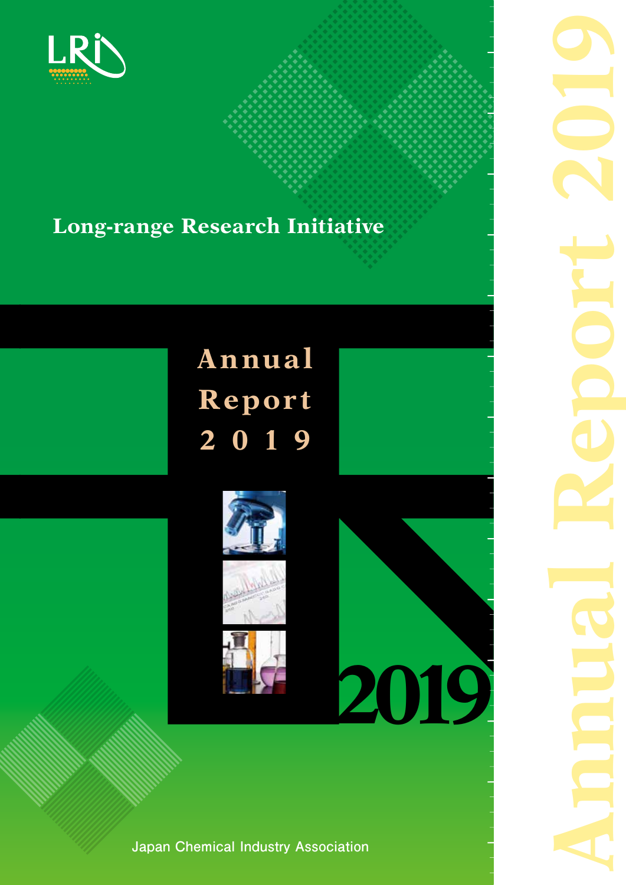LRI

# Long-range Research Initiative

# Annual Report 2019

2019

Japan Chemical Industry Association

Annual Report 2019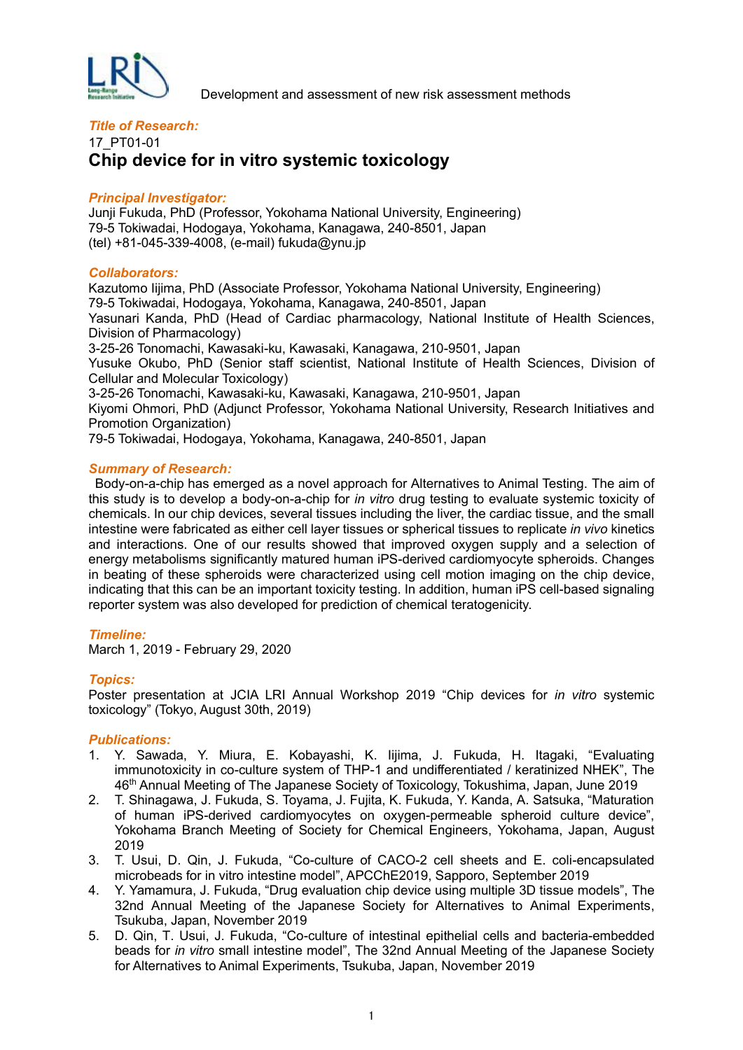Development and assessment of new risk assessment methods

***Title of Research:***

17_PT01-01

## Chip device for in vitro systemic toxicology

***Principal Investigator:***

Junji Fukuda, PhD (Professor, Yokohama National University, Engineering)
79-5 Tokiwadai, Hodogaya, Yokohama, Kanagawa, 240-8501, Japan
(tel) +81-045-339-4008, (e-mail) fukuda@ynu.jp

***Collaborators:***

Kazutomo Iijima, PhD (Associate Professor, Yokohama National University, Engineering)
79-5 Tokiwadai, Hodogaya, Yokohama, Kanagawa, 240-8501, Japan
Yasunari Kanda, PhD (Head of Cardiac pharmacology, National Institute of Health Sciences, Division of Pharmacology)
3-25-26 Tonomachi, Kawasaki-ku, Kawasaki, Kanagawa, 210-9501, Japan
Yusuke Okubo, PhD (Senior staff scientist, National Institute of Health Sciences, Division of Cellular and Molecular Toxicology)
3-25-26 Tonomachi, Kawasaki-ku, Kawasaki, Kanagawa, 210-9501, Japan
Kiyomi Ohmori, PhD (Adjunct Professor, Yokohama National University, Research Initiatives and Promotion Organization)
79-5 Tokiwadai, Hodogaya, Yokohama, Kanagawa, 240-8501, Japan

***Summary of Research:***

Body-on-a-chip has emerged as a novel approach for Alternatives to Animal Testing. The aim of this study is to develop a body-on-a-chip for *in vitro* drug testing to evaluate systemic toxicity of chemicals. In our chip devices, several tissues including the liver, the cardiac tissue, and the small intestine were fabricated as either cell layer tissues or spherical tissues to replicate *in vivo* kinetics and interactions. One of our results showed that improved oxygen supply and a selection of energy metabolisms significantly matured human iPS-derived cardiomyocyte spheroids. Changes in beating of these spheroids were characterized using cell motion imaging on the chip device, indicating that this can be an important toxicity testing. In addition, human iPS cell-based signaling reporter system was also developed for prediction of chemical teratogenicity.

***Timeline:***

March 1, 2019 - February 29, 2020

***Topics:***

Poster presentation at JCIA LRI Annual Workshop 2019 "Chip devices for *in vitro* systemic toxicology" (Tokyo, August 30th, 2019)

***Publications:***

1. Y. Sawada, Y. Miura, E. Kobayashi, K. Iijima, J. Fukuda, H. Itagaki, "Evaluating immunotoxicity in co-culture system of THP-1 and undifferentiated / keratinized NHEK", The 46th Annual Meeting of The Japanese Society of Toxicology, Tokushima, Japan, June 2019
2. T. Shinagawa, J. Fukuda, S. Toyama, J. Fujita, K. Fukuda, Y. Kanda, A. Satsuka, "Maturation of human iPS-derived cardiomyocytes on oxygen-permeable spheroid culture device", Yokohama Branch Meeting of Society for Chemical Engineers, Yokohama, Japan, August 2019
3. T. Usui, D. Qin, J. Fukuda, "Co-culture of CACO-2 cell sheets and E. coli-encapsulated microbeads for in vitro intestine model", APCChE2019, Sapporo, September 2019
4. Y. Yamamura, J. Fukuda, "Drug evaluation chip device using multiple 3D tissue models", The 32nd Annual Meeting of the Japanese Society for Alternatives to Animal Experiments, Tsukuba, Japan, November 2019
5. D. Qin, T. Usui, J. Fukuda, "Co-culture of intestinal epithelial cells and bacteria-embedded beads for *in vitro* small intestine model", The 32nd Annual Meeting of the Japanese Society for Alternatives to Animal Experiments, Tsukuba, Japan, November 2019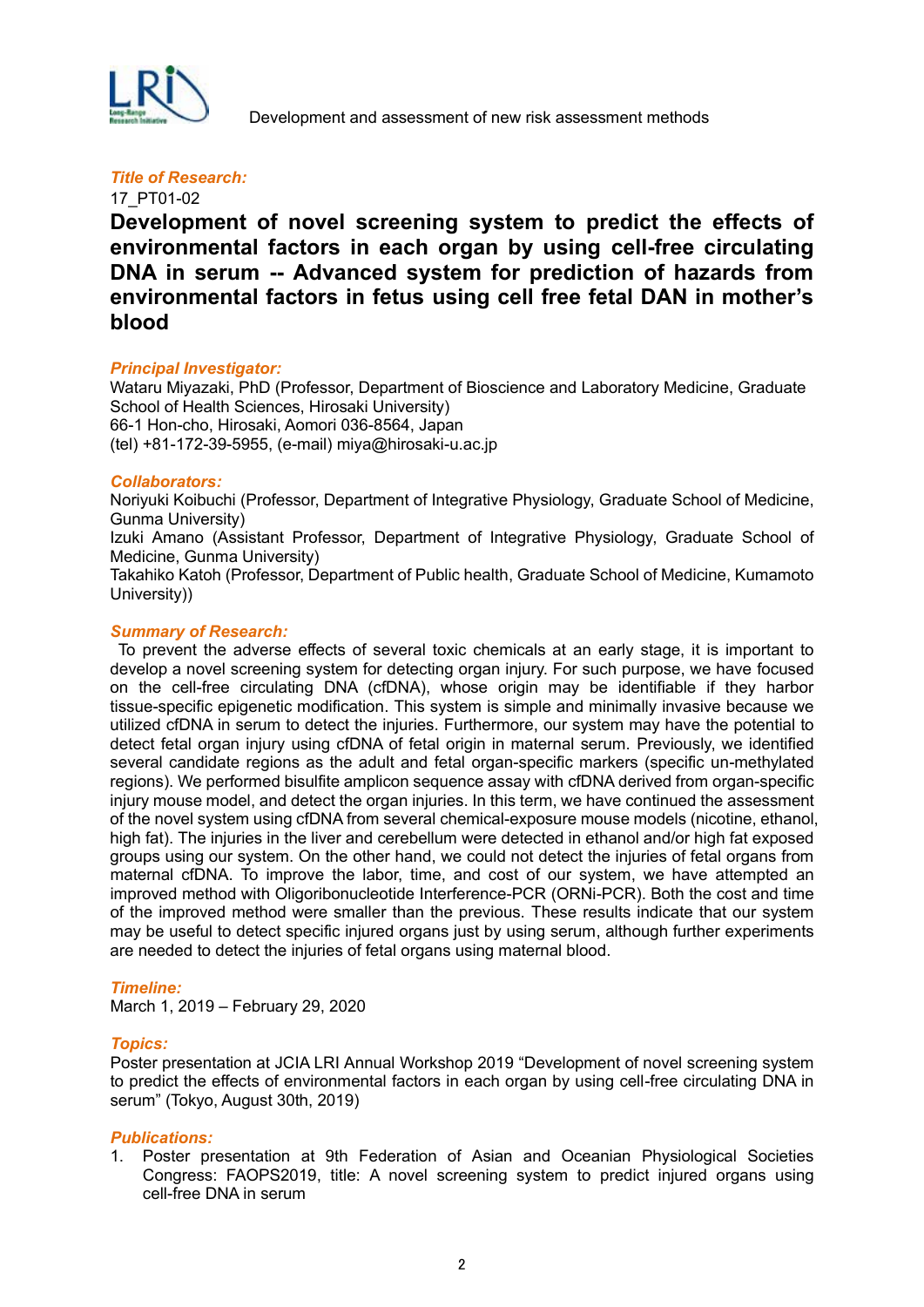Development and assessment of new risk assessment methods

***Title of Research:***

17_PT01-02

# Development of novel screening system to predict the effects of environmental factors in each organ by using cell-free circulating DNA in serum -- Advanced system for prediction of hazards from environmental factors in fetus using cell free fetal DAN in mother's blood

***Principal Investigator:***

Wataru Miyazaki, PhD (Professor, Department of Bioscience and Laboratory Medicine, Graduate School of Health Sciences, Hirosaki University)
66-1 Hon-cho, Hirosaki, Aomori 036-8564, Japan
(tel) +81-172-39-5955, (e-mail) miya@hirosaki-u.ac.jp

***Collaborators:***

Noriyuki Koibuchi (Professor, Department of Integrative Physiology, Graduate School of Medicine, Gunma University)
Izuki Amano (Assistant Professor, Department of Integrative Physiology, Graduate School of Medicine, Gunma University)
Takahiko Katoh (Professor, Department of Public health, Graduate School of Medicine, Kumamoto University))

***Summary of Research:***

To prevent the adverse effects of several toxic chemicals at an early stage, it is important to develop a novel screening system for detecting organ injury. For such purpose, we have focused on the cell-free circulating DNA (cfDNA), whose origin may be identifiable if they harbor tissue-specific epigenetic modification. This system is simple and minimally invasive because we utilized cfDNA in serum to detect the injuries. Furthermore, our system may have the potential to detect fetal organ injury using cfDNA of fetal origin in maternal serum. Previously, we identified several candidate regions as the adult and fetal organ-specific markers (specific un-methylated regions). We performed bisulfite amplicon sequence assay with cfDNA derived from organ-specific injury mouse model, and detect the organ injuries. In this term, we have continued the assessment of the novel system using cfDNA from several chemical-exposure mouse models (nicotine, ethanol, high fat). The injuries in the liver and cerebellum were detected in ethanol and/or high fat exposed groups using our system. On the other hand, we could not detect the injuries of fetal organs from maternal cfDNA. To improve the labor, time, and cost of our system, we have attempted an improved method with Oligoribonucleotide Interference-PCR (ORNi-PCR). Both the cost and time of the improved method were smaller than the previous. These results indicate that our system may be useful to detect specific injured organs just by using serum, although further experiments are needed to detect the injuries of fetal organs using maternal blood.

***Timeline:***

March 1, 2019 – February 29, 2020

***Topics:***

Poster presentation at JCIA LRI Annual Workshop 2019 "Development of novel screening system to predict the effects of environmental factors in each organ by using cell-free circulating DNA in serum" (Tokyo, August 30th, 2019)

***Publications:***

1. Poster presentation at 9th Federation of Asian and Oceanian Physiological Societies Congress: FAOPS2019, title: A novel screening system to predict injured organs using cell-free DNA in serum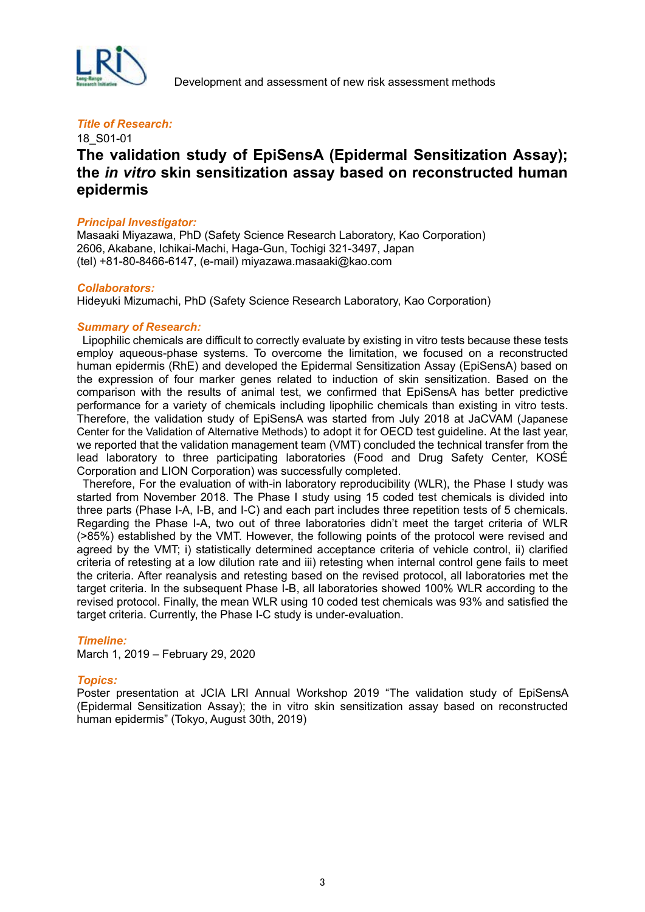Development and assessment of new risk assessment methods

***Title of Research:***

18_S01-01

# The validation study of EpiSensA (Epidermal Sensitization Assay); the *in vitro* skin sensitization assay based on reconstructed human epidermis

***Principal Investigator:***

Masaaki Miyazawa, PhD (Safety Science Research Laboratory, Kao Corporation)
2606, Akabane, Ichikai-Machi, Haga-Gun, Tochigi 321-3497, Japan
(tel) +81-80-8466-6147, (e-mail) miyazawa.masaaki@kao.com

***Collaborators:***

Hideyuki Mizumachi, PhD (Safety Science Research Laboratory, Kao Corporation)

***Summary of Research:***

Lipophilic chemicals are difficult to correctly evaluate by existing in vitro tests because these tests employ aqueous-phase systems. To overcome the limitation, we focused on a reconstructed human epidermis (RhE) and developed the Epidermal Sensitization Assay (EpiSensA) based on the expression of four marker genes related to induction of skin sensitization. Based on the comparison with the results of animal test, we confirmed that EpiSensA has better predictive performance for a variety of chemicals including lipophilic chemicals than existing in vitro tests. Therefore, the validation study of EpiSensA was started from July 2018 at JaCVAM (Japanese Center for the Validation of Alternative Methods) to adopt it for OECD test guideline. At the last year, we reported that the validation management team (VMT) concluded the technical transfer from the lead laboratory to three participating laboratories (Food and Drug Safety Center, KOSÉ Corporation and LION Corporation) was successfully completed.

Therefore, For the evaluation of with-in laboratory reproducibility (WLR), the Phase I study was started from November 2018. The Phase I study using 15 coded test chemicals is divided into three parts (Phase I-A, I-B, and I-C) and each part includes three repetition tests of 5 chemicals. Regarding the Phase I-A, two out of three laboratories didn't meet the target criteria of WLR (>85%) established by the VMT. However, the following points of the protocol were revised and agreed by the VMT; i) statistically determined acceptance criteria of vehicle control, ii) clarified criteria of retesting at a low dilution rate and iii) retesting when internal control gene fails to meet the criteria. After reanalysis and retesting based on the revised protocol, all laboratories met the target criteria. In the subsequent Phase I-B, all laboratories showed 100% WLR according to the revised protocol. Finally, the mean WLR using 10 coded test chemicals was 93% and satisfied the target criteria. Currently, the Phase I-C study is under-evaluation.

***Timeline:***

March 1, 2019 – February 29, 2020

***Topics:***

Poster presentation at JCIA LRI Annual Workshop 2019 "The validation study of EpiSensA (Epidermal Sensitization Assay); the in vitro skin sensitization assay based on reconstructed human epidermis" (Tokyo, August 30th, 2019)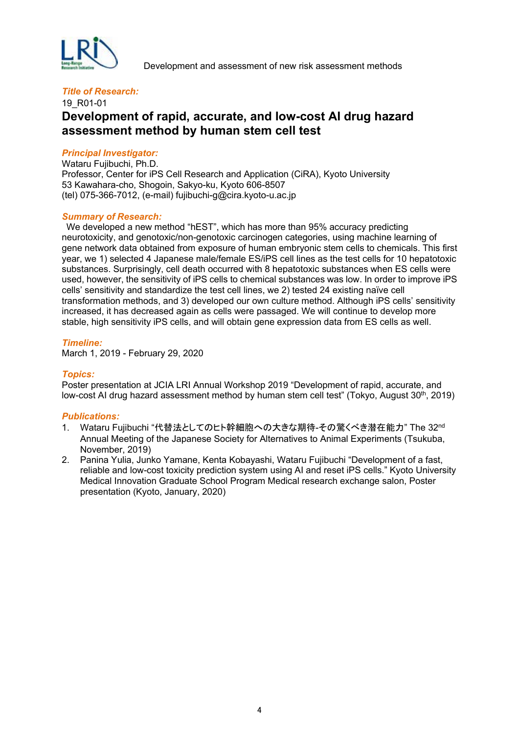Development and assessment of new risk assessment methods

***Title of Research:***

19_R01-01

## Development of rapid, accurate, and low-cost AI drug hazard assessment method by human stem cell test

***Principal Investigator:***

Wataru Fujibuchi, Ph.D.
Professor, Center for iPS Cell Research and Application (CiRA), Kyoto University
53 Kawahara-cho, Shogoin, Sakyo-ku, Kyoto 606-8507
(tel) 075-366-7012, (e-mail) fujibuchi-g@cira.kyoto-u.ac.jp

***Summary of Research:***

We developed a new method "hEST", which has more than 95% accuracy predicting neurotoxicity, and genotoxic/non-genotoxic carcinogen categories, using machine learning of gene network data obtained from exposure of human embryonic stem cells to chemicals. This first year, we 1) selected 4 Japanese male/female ES/iPS cell lines as the test cells for 10 hepatotoxic substances. Surprisingly, cell death occurred with 8 hepatotoxic substances when ES cells were used, however, the sensitivity of iPS cells to chemical substances was low. In order to improve iPS cells' sensitivity and standardize the test cell lines, we 2) tested 24 existing naïve cell transformation methods, and 3) developed our own culture method. Although iPS cells' sensitivity increased, it has decreased again as cells were passaged. We will continue to develop more stable, high sensitivity iPS cells, and will obtain gene expression data from ES cells as well.

***Timeline:***

March 1, 2019 - February 29, 2020

***Topics:***

Poster presentation at JCIA LRI Annual Workshop 2019 "Development of rapid, accurate, and low-cost AI drug hazard assessment method by human stem cell test" (Tokyo, August 30th, 2019)

***Publications:***

1. Wataru Fujibuchi "代替法としてのヒト幹細胞への大きな期待-その驚くべき潜在能力" The 32nd Annual Meeting of the Japanese Society for Alternatives to Animal Experiments (Tsukuba, November, 2019)
2. Panina Yulia, Junko Yamane, Kenta Kobayashi, Wataru Fujibuchi "Development of a fast, reliable and low-cost toxicity prediction system using AI and reset iPS cells." Kyoto University Medical Innovation Graduate School Program Medical research exchange salon, Poster presentation (Kyoto, January, 2020)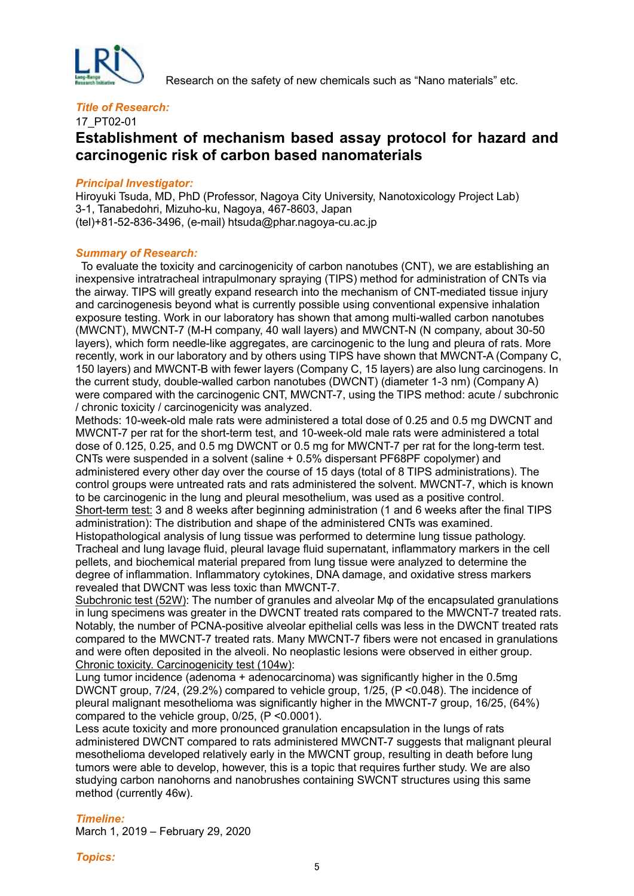Research on the safety of new chemicals such as "Nano materials" etc.

***Title of Research:***

17_PT02-01

# Establishment of mechanism based assay protocol for hazard and carcinogenic risk of carbon based nanomaterials

***Principal Investigator:***

Hiroyuki Tsuda, MD, PhD (Professor, Nagoya City University, Nanotoxicology Project Lab)
3-1, Tanabedohri, Mizuho-ku, Nagoya, 467-8603, Japan
(tel)+81-52-836-3496, (e-mail) htsuda@phar.nagoya-cu.ac.jp

***Summary of Research:***

To evaluate the toxicity and carcinogenicity of carbon nanotubes (CNT), we are establishing an inexpensive intratracheal intrapulmonary spraying (TIPS) method for administration of CNTs via the airway. TIPS will greatly expand research into the mechanism of CNT-mediated tissue injury and carcinogenesis beyond what is currently possible using conventional expensive inhalation exposure testing. Work in our laboratory has shown that among multi-walled carbon nanotubes (MWCNT), MWCNT-7 (M-H company, 40 wall layers) and MWCNT-N (N company, about 30-50 layers), which form needle-like aggregates, are carcinogenic to the lung and pleura of rats. More recently, work in our laboratory and by others using TIPS have shown that MWCNT-A (Company C, 150 layers) and MWCNT-B with fewer layers (Company C, 15 layers) are also lung carcinogens. In the current study, double-walled carbon nanotubes (DWCNT) (diameter 1-3 nm) (Company A) were compared with the carcinogenic CNT, MWCNT-7, using the TIPS method: acute / subchronic / chronic toxicity / carcinogenicity was analyzed.

Methods: 10-week-old male rats were administered a total dose of 0.25 and 0.5 mg DWCNT and MWCNT-7 per rat for the short-term test, and 10-week-old male rats were administered a total dose of 0.125, 0.25, and 0.5 mg DWCNT or 0.5 mg for MWCNT-7 per rat for the long-term test. CNTs were suspended in a solvent (saline + 0.5% dispersant PF68PF copolymer) and administered every other day over the course of 15 days (total of 8 TIPS administrations). The control groups were untreated rats and rats administered the solvent. MWCNT-7, which is known to be carcinogenic in the lung and pleural mesothelium, was used as a positive control.

<u>Short-term test:</u> 3 and 8 weeks after beginning administration (1 and 6 weeks after the final TIPS administration): The distribution and shape of the administered CNTs was examined. Histopathological analysis of lung tissue was performed to determine lung tissue pathology. Tracheal and lung lavage fluid, pleural lavage fluid supernatant, inflammatory markers in the cell pellets, and biochemical material prepared from lung tissue were analyzed to determine the degree of inflammation. Inflammatory cytokines, DNA damage, and oxidative stress markers revealed that DWCNT was less toxic than MWCNT-7.

<u>Subchronic test (52W)</u>: The number of granules and alveolar Mφ of the encapsulated granulations in lung specimens was greater in the DWCNT treated rats compared to the MWCNT-7 treated rats. Notably, the number of PCNA-positive alveolar epithelial cells was less in the DWCNT treated rats compared to the MWCNT-7 treated rats. Many MWCNT-7 fibers were not encased in granulations and were often deposited in the alveoli. No neoplastic lesions were observed in either group.

<u>Chronic toxicity. Carcinogenicity test (104w)</u>:

Lung tumor incidence (adenoma + adenocarcinoma) was significantly higher in the 0.5mg DWCNT group, 7/24, (29.2%) compared to vehicle group, 1/25, ($P < 0.048$). The incidence of pleural malignant mesothelioma was significantly higher in the MWCNT-7 group, 16/25, (64%) compared to the vehicle group, 0/25, ($P < 0.0001$).

Less acute toxicity and more pronounced granulation encapsulation in the lungs of rats administered DWCNT compared to rats administered MWCNT-7 suggests that malignant pleural mesothelioma developed relatively early in the MWCNT group, resulting in death before lung tumors were able to develop, however, this is a topic that requires further study. We are also studying carbon nanohorns and nanobrushes containing SWCNT structures using this same method (currently 46w).

***Timeline:***

March 1, 2019 – February 29, 2020

***Topics:***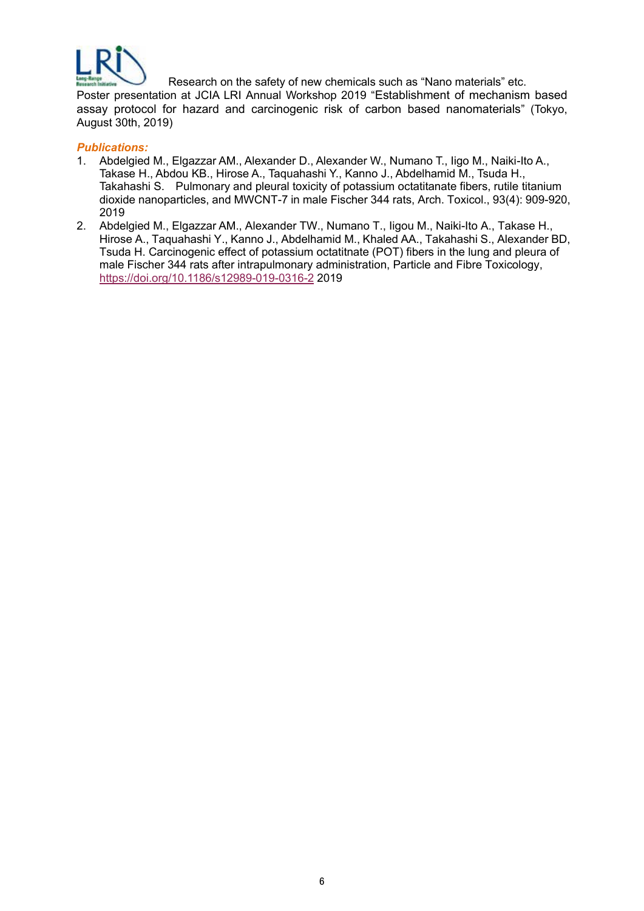Research on the safety of new chemicals such as "Nano materials" etc.

Poster presentation at JCIA LRI Annual Workshop 2019 "Establishment of mechanism based assay protocol for hazard and carcinogenic risk of carbon based nanomaterials" (Tokyo, August 30th, 2019)

***Publications:***

1. Abdelgied M., Elgazzar AM., Alexander D., Alexander W., Numano T., Iigo M., Naiki-Ito A., Takase H., Abdou KB., Hirose A., Taquahashi Y., Kanno J., Abdelhamid M., Tsuda H., Takahashi S. Pulmonary and pleural toxicity of potassium octatitanate fibers, rutile titanium dioxide nanoparticles, and MWCNT-7 in male Fischer 344 rats, Arch. Toxicol., 93(4): 909-920, 2019
2. Abdelgied M., Elgazzar AM., Alexander TW., Numano T., Iigou M., Naiki-Ito A., Takase H., Hirose A., Taquahashi Y., Kanno J., Abdelhamid M., Khaled AA., Takahashi S., Alexander BD, Tsuda H. Carcinogenic effect of potassium octatitnate (POT) fibers in the lung and pleura of male Fischer 344 rats after intrapulmonary administration, Particle and Fibre Toxicology, https://doi.org/10.1186/s12989-019-0316-2 2019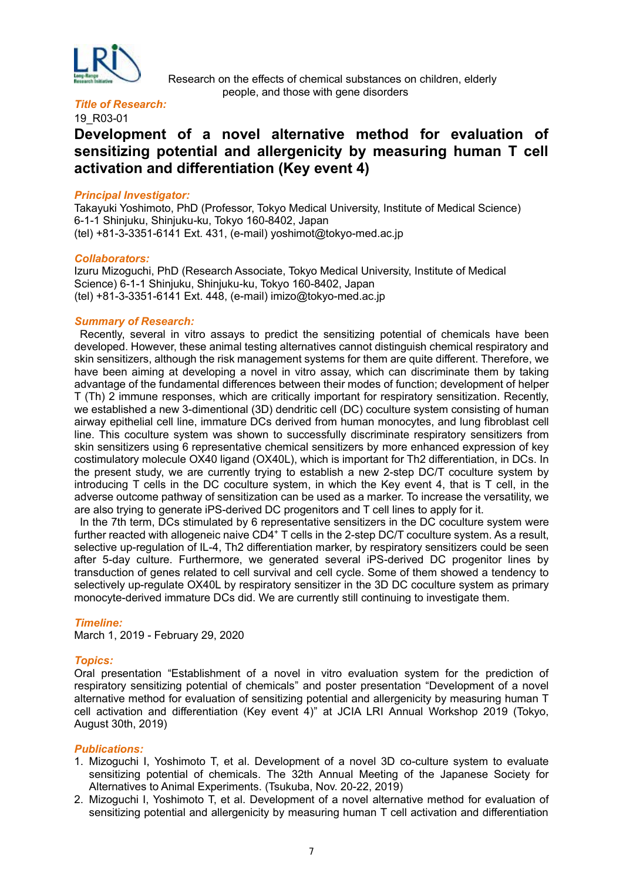Research on the effects of chemical substances on children, elderly people, and those with gene disorders

***Title of Research:***

19_R03-01

# Development of a novel alternative method for evaluation of sensitizing potential and allergenicity by measuring human T cell activation and differentiation (Key event 4)

***Principal Investigator:***

Takayuki Yoshimoto, PhD (Professor, Tokyo Medical University, Institute of Medical Science)
6-1-1 Shinjuku, Shinjuku-ku, Tokyo 160-8402, Japan
(tel) +81-3-3351-6141 Ext. 431, (e-mail) yoshimot@tokyo-med.ac.jp

***Collaborators:***

Izuru Mizoguchi, PhD (Research Associate, Tokyo Medical University, Institute of Medical Science) 6-1-1 Shinjuku, Shinjuku-ku, Tokyo 160-8402, Japan
(tel) +81-3-3351-6141 Ext. 448, (e-mail) imizo@tokyo-med.ac.jp

***Summary of Research:***

Recently, several in vitro assays to predict the sensitizing potential of chemicals have been developed. However, these animal testing alternatives cannot distinguish chemical respiratory and skin sensitizers, although the risk management systems for them are quite different. Therefore, we have been aiming at developing a novel in vitro assay, which can discriminate them by taking advantage of the fundamental differences between their modes of function; development of helper T (Th) 2 immune responses, which are critically important for respiratory sensitization. Recently, we established a new 3-dimentional (3D) dendritic cell (DC) coculture system consisting of human airway epithelial cell line, immature DCs derived from human monocytes, and lung fibroblast cell line. This coculture system was shown to successfully discriminate respiratory sensitizers from skin sensitizers using 6 representative chemical sensitizers by more enhanced expression of key costimulatory molecule OX40 ligand (OX40L), which is important for Th2 differentiation, in DCs. In the present study, we are currently trying to establish a new 2-step DC/T coculture system by introducing T cells in the DC coculture system, in which the Key event 4, that is T cell, in the adverse outcome pathway of sensitization can be used as a marker. To increase the versatility, we are also trying to generate iPS-derived DC progenitors and T cell lines to apply for it.

In the 7th term, DCs stimulated by 6 representative sensitizers in the DC coculture system were further reacted with allogeneic naive $CD4^+$ T cells in the 2-step DC/T coculture system. As a result, selective up-regulation of IL-4, Th2 differentiation marker, by respiratory sensitizers could be seen after 5-day culture. Furthermore, we generated several iPS-derived DC progenitor lines by transduction of genes related to cell survival and cell cycle. Some of them showed a tendency to selectively up-regulate OX40L by respiratory sensitizer in the 3D DC coculture system as primary monocyte-derived immature DCs did. We are currently still continuing to investigate them.

***Timeline:***

March 1, 2019 - February 29, 2020

***Topics:***

Oral presentation "Establishment of a novel in vitro evaluation system for the prediction of respiratory sensitizing potential of chemicals" and poster presentation "Development of a novel alternative method for evaluation of sensitizing potential and allergenicity by measuring human T cell activation and differentiation (Key event 4)" at JCIA LRI Annual Workshop 2019 (Tokyo, August 30th, 2019)

***Publications:***

1. Mizoguchi I, Yoshimoto T, et al. Development of a novel 3D co-culture system to evaluate sensitizing potential of chemicals. The 32th Annual Meeting of the Japanese Society for Alternatives to Animal Experiments. (Tsukuba, Nov. 20-22, 2019)
2. Mizoguchi I, Yoshimoto T, et al. Development of a novel alternative method for evaluation of sensitizing potential and allergenicity by measuring human T cell activation and differentiation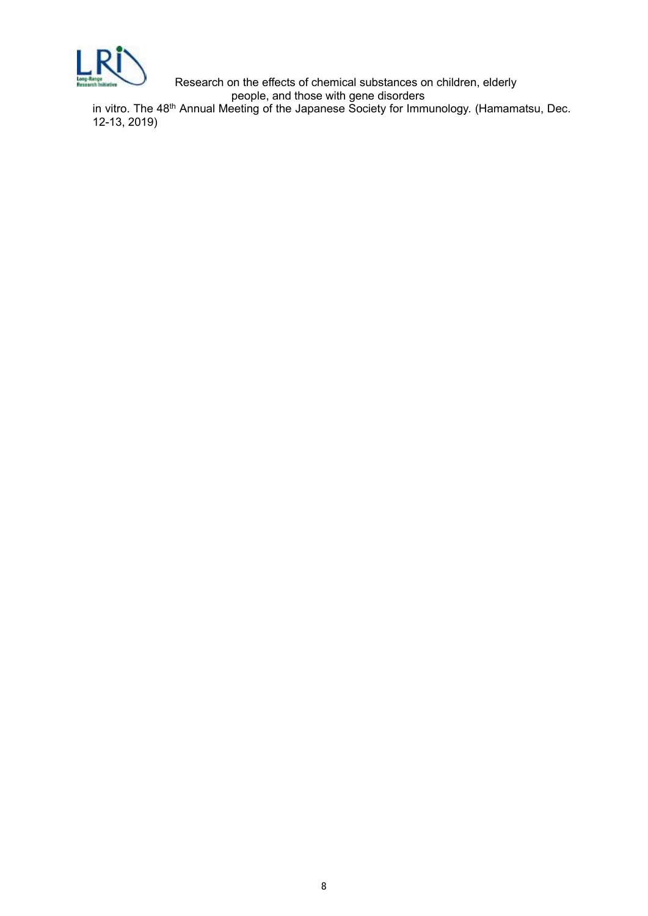in vitro. The 48th Annual Meeting of the Japanese Society for Immunology. (Hamamatsu, Dec. 12-13, 2019)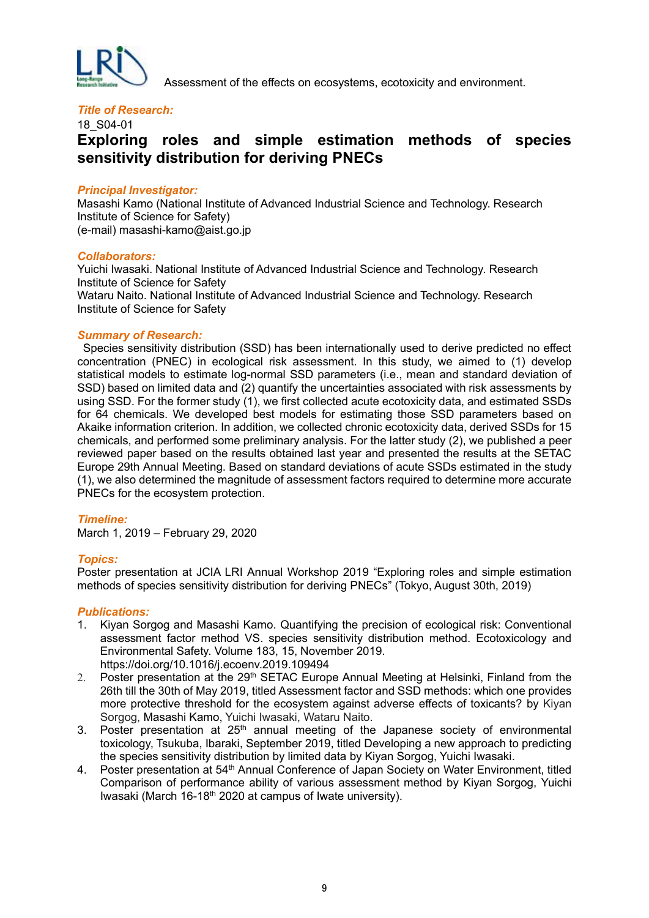Assessment of the effects on ecosystems, ecotoxicity and environment.

***Title of Research:***

18_S04-01

# Exploring roles and simple estimation methods of species sensitivity distribution for deriving PNECs

***Principal Investigator:***

Masashi Kamo (National Institute of Advanced Industrial Science and Technology. Research Institute of Science for Safety)
(e-mail) masashi-kamo@aist.go.jp

***Collaborators:***

Yuichi Iwasaki. National Institute of Advanced Industrial Science and Technology. Research Institute of Science for Safety
Wataru Naito. National Institute of Advanced Industrial Science and Technology. Research Institute of Science for Safety

***Summary of Research:***

Species sensitivity distribution (SSD) has been internationally used to derive predicted no effect concentration (PNEC) in ecological risk assessment. In this study, we aimed to (1) develop statistical models to estimate log-normal SSD parameters (i.e., mean and standard deviation of SSD) based on limited data and (2) quantify the uncertainties associated with risk assessments by using SSD. For the former study (1), we first collected acute ecotoxicity data, and estimated SSDs for 64 chemicals. We developed best models for estimating those SSD parameters based on Akaike information criterion. In addition, we collected chronic ecotoxicity data, derived SSDs for 15 chemicals, and performed some preliminary analysis. For the latter study (2), we published a peer reviewed paper based on the results obtained last year and presented the results at the SETAC Europe 29th Annual Meeting. Based on standard deviations of acute SSDs estimated in the study (1), we also determined the magnitude of assessment factors required to determine more accurate PNECs for the ecosystem protection.

***Timeline:***

March 1, 2019 – February 29, 2020

***Topics:***

Poster presentation at JCIA LRI Annual Workshop 2019 "Exploring roles and simple estimation methods of species sensitivity distribution for deriving PNECs" (Tokyo, August 30th, 2019)

***Publications:***

1. Kiyan Sorgog and Masashi Kamo. Quantifying the precision of ecological risk: Conventional assessment factor method VS. species sensitivity distribution method. Ecotoxicology and Environmental Safety. Volume 183, 15, November 2019. https://doi.org/10.1016/j.ecoenv.2019.109494
2. Poster presentation at the 29th SETAC Europe Annual Meeting at Helsinki, Finland from the 26th till the 30th of May 2019, titled Assessment factor and SSD methods: which one provides more protective threshold for the ecosystem against adverse effects of toxicants? by Kiyan Sorgog, Masashi Kamo, Yuichi Iwasaki, Wataru Naito.
3. Poster presentation at 25th annual meeting of the Japanese society of environmental toxicology, Tsukuba, Ibaraki, September 2019, titled Developing a new approach to predicting the species sensitivity distribution by limited data by Kiyan Sorgog, Yuichi Iwasaki.
4. Poster presentation at 54th Annual Conference of Japan Society on Water Environment, titled Comparison of performance ability of various assessment method by Kiyan Sorgog, Yuichi Iwasaki (March 16-18th 2020 at campus of Iwate university).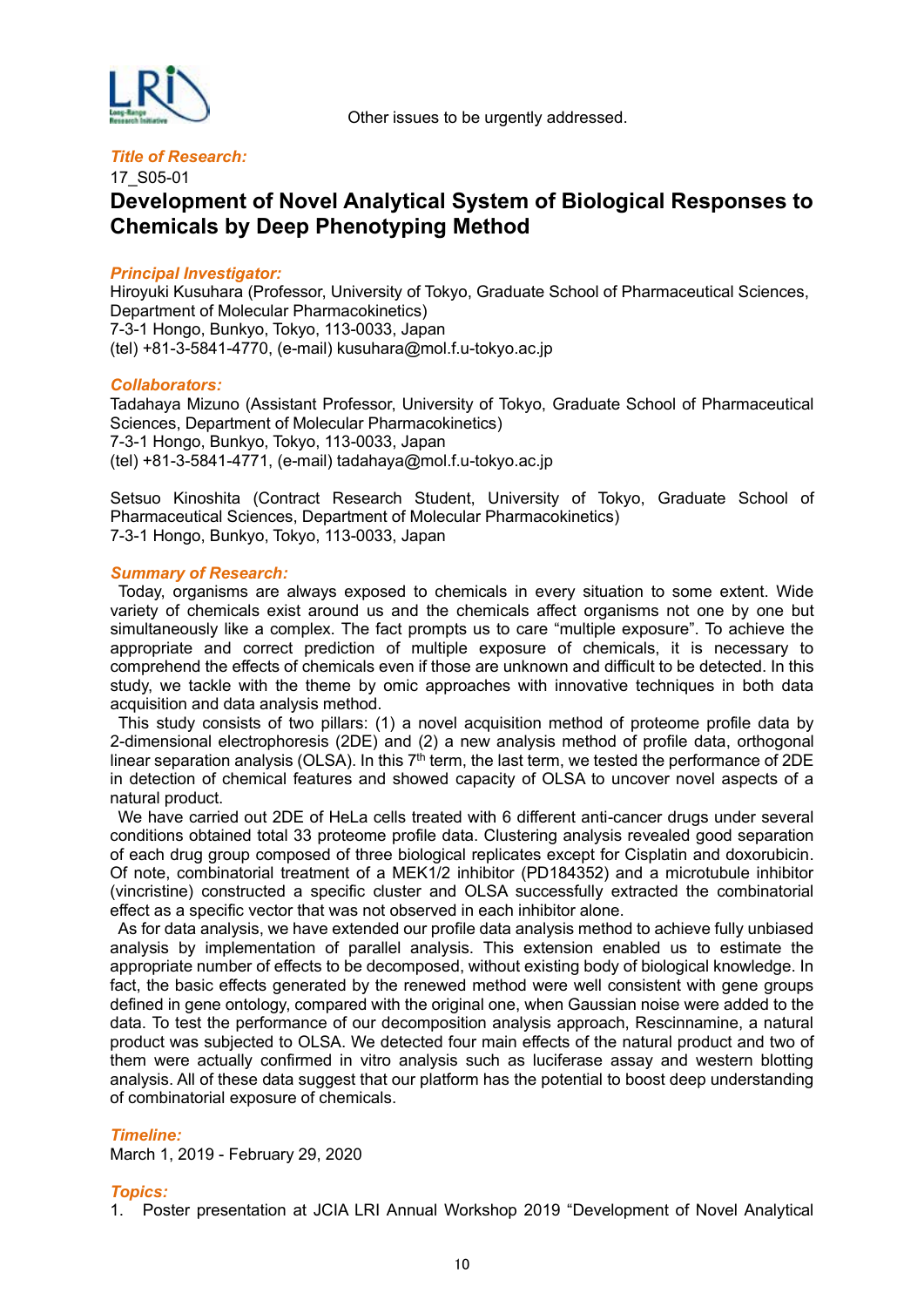Other issues to be urgently addressed.

***Title of Research:***

17_S05-01

## Development of Novel Analytical System of Biological Responses to Chemicals by Deep Phenotyping Method

***Principal Investigator:***

Hiroyuki Kusuhara (Professor, University of Tokyo, Graduate School of Pharmaceutical Sciences, Department of Molecular Pharmacokinetics)
7-3-1 Hongo, Bunkyo, Tokyo, 113-0033, Japan
(tel) +81-3-5841-4770, (e-mail) kusuhara@mol.f.u-tokyo.ac.jp

***Collaborators:***

Tadahaya Mizuno (Assistant Professor, University of Tokyo, Graduate School of Pharmaceutical Sciences, Department of Molecular Pharmacokinetics)
7-3-1 Hongo, Bunkyo, Tokyo, 113-0033, Japan
(tel) +81-3-5841-4771, (e-mail) tadahaya@mol.f.u-tokyo.ac.jp

Setsuo Kinoshita (Contract Research Student, University of Tokyo, Graduate School of Pharmaceutical Sciences, Department of Molecular Pharmacokinetics)
7-3-1 Hongo, Bunkyo, Tokyo, 113-0033, Japan

***Summary of Research:***

Today, organisms are always exposed to chemicals in every situation to some extent. Wide variety of chemicals exist around us and the chemicals affect organisms not one by one but simultaneously like a complex. The fact prompts us to care "multiple exposure". To achieve the appropriate and correct prediction of multiple exposure of chemicals, it is necessary to comprehend the effects of chemicals even if those are unknown and difficult to be detected. In this study, we tackle with the theme by omic approaches with innovative techniques in both data acquisition and data analysis method.

This study consists of two pillars: (1) a novel acquisition method of proteome profile data by 2-dimensional electrophoresis (2DE) and (2) a new analysis method of profile data, orthogonal linear separation analysis (OLSA). In this 7th term, the last term, we tested the performance of 2DE in detection of chemical features and showed capacity of OLSA to uncover novel aspects of a natural product.

We have carried out 2DE of HeLa cells treated with 6 different anti-cancer drugs under several conditions obtained total 33 proteome profile data. Clustering analysis revealed good separation of each drug group composed of three biological replicates except for Cisplatin and doxorubicin. Of note, combinatorial treatment of a MEK1/2 inhibitor (PD184352) and a microtubule inhibitor (vincristine) constructed a specific cluster and OLSA successfully extracted the combinatorial effect as a specific vector that was not observed in each inhibitor alone.

As for data analysis, we have extended our profile data analysis method to achieve fully unbiased analysis by implementation of parallel analysis. This extension enabled us to estimate the appropriate number of effects to be decomposed, without existing body of biological knowledge. In fact, the basic effects generated by the renewed method were well consistent with gene groups defined in gene ontology, compared with the original one, when Gaussian noise were added to the data. To test the performance of our decomposition analysis approach, Rescinnamine, a natural product was subjected to OLSA. We detected four main effects of the natural product and two of them were actually confirmed in vitro analysis such as luciferase assay and western blotting analysis. All of these data suggest that our platform has the potential to boost deep understanding of combinatorial exposure of chemicals.

***Timeline:***

March 1, 2019 - February 29, 2020

***Topics:***

1. Poster presentation at JCIA LRI Annual Workshop 2019 "Development of Novel Analytical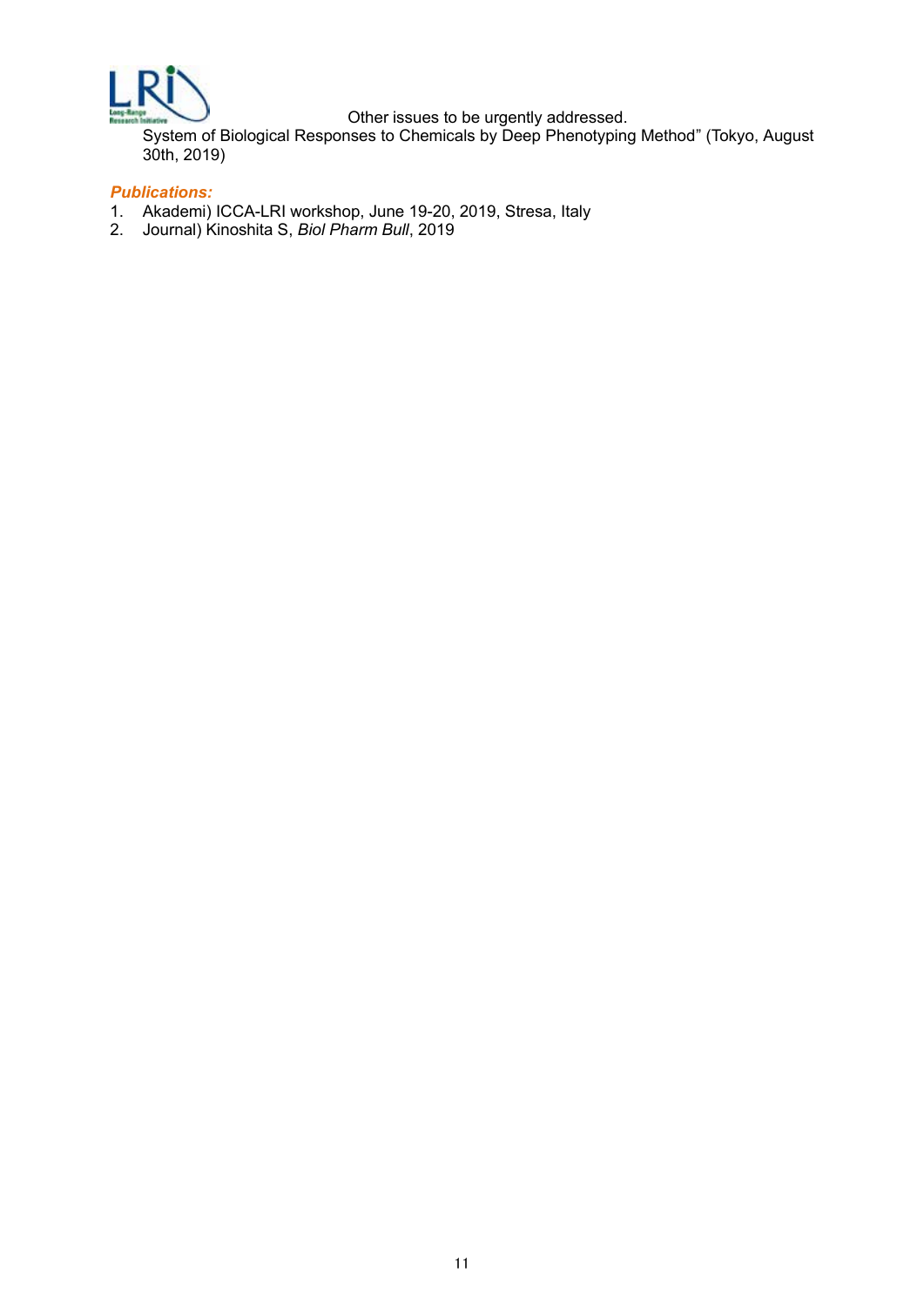System of Biological Responses to Chemicals by Deep Phenotyping Method" (Tokyo, August 30th, 2019)

***Publications:***

1. Akademi) ICCA-LRI workshop, June 19-20, 2019, Stresa, Italy
2. Journal) Kinoshita S, *Biol Pharm Bull*, 2019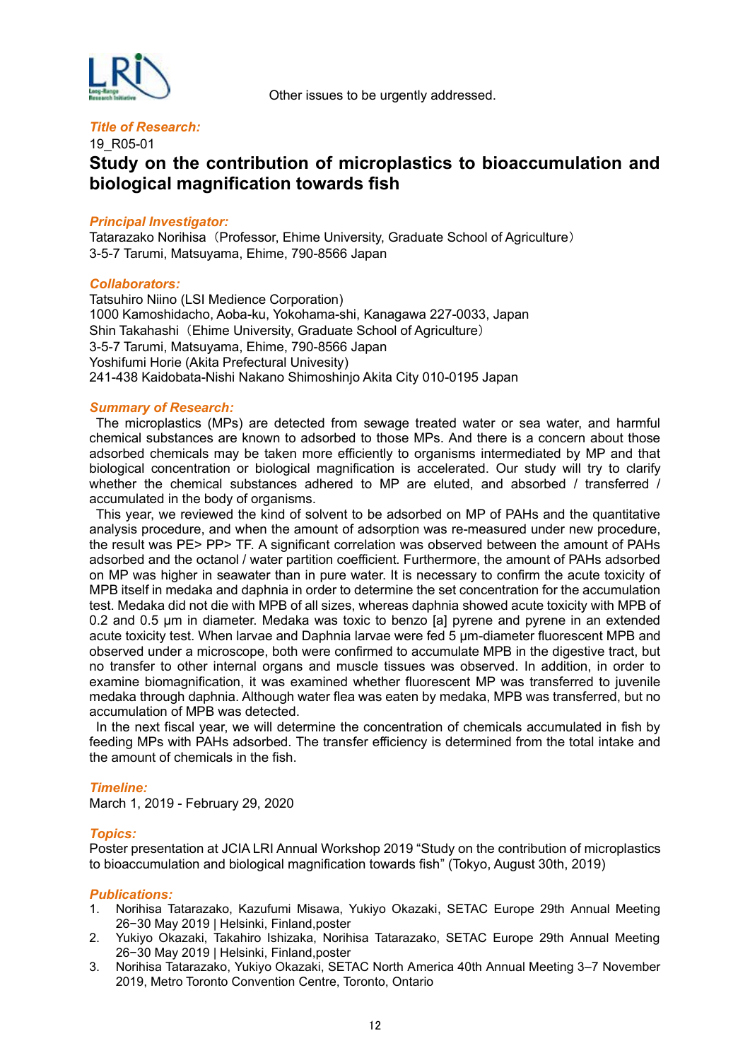Other issues to be urgently addressed.

***Title of Research:***

19_R05-01

## Study on the contribution of microplastics to bioaccumulation and biological magnification towards fish

***Principal Investigator:***

Tatarazako Norihisa（Professor, Ehime University, Graduate School of Agriculture）
3-5-7 Tarumi, Matsuyama, Ehime, 790-8566 Japan

***Collaborators:***

Tatsuhiro Niino (LSI Medience Corporation)
1000 Kamoshidacho, Aoba-ku, Yokohama-shi, Kanagawa 227-0033, Japan
Shin Takahashi（Ehime University, Graduate School of Agriculture）
3-5-7 Tarumi, Matsuyama, Ehime, 790-8566 Japan
Yoshifumi Horie (Akita Prefectural Univesity)
241-438 Kaidobata-Nishi Nakano Shimoshinjo Akita City 010-0195 Japan

***Summary of Research:***

The microplastics (MPs) are detected from sewage treated water or sea water, and harmful chemical substances are known to adsorbed to those MPs. And there is a concern about those adsorbed chemicals may be taken more efficiently to organisms intermediated by MP and that biological concentration or biological magnification is accelerated. Our study will try to clarify whether the chemical substances adhered to MP are eluted, and absorbed / transferred / accumulated in the body of organisms.

This year, we reviewed the kind of solvent to be adsorbed on MP of PAHs and the quantitative analysis procedure, and when the amount of adsorption was re-measured under new procedure, the result was PE> PP> TF. A significant correlation was observed between the amount of PAHs adsorbed and the octanol / water partition coefficient. Furthermore, the amount of PAHs adsorbed on MP was higher in seawater than in pure water. It is necessary to confirm the acute toxicity of MPB itself in medaka and daphnia in order to determine the set concentration for the accumulation test. Medaka did not die with MPB of all sizes, whereas daphnia showed acute toxicity with MPB of 0.2 and 0.5 μm in diameter. Medaka was toxic to benzo [a] pyrene and pyrene in an extended acute toxicity test. When larvae and Daphnia larvae were fed 5 μm-diameter fluorescent MPB and observed under a microscope, both were confirmed to accumulate MPB in the digestive tract, but no transfer to other internal organs and muscle tissues was observed. In addition, in order to examine biomagnification, it was examined whether fluorescent MP was transferred to juvenile medaka through daphnia. Although water flea was eaten by medaka, MPB was transferred, but no accumulation of MPB was detected.

In the next fiscal year, we will determine the concentration of chemicals accumulated in fish by feeding MPs with PAHs adsorbed. The transfer efficiency is determined from the total intake and the amount of chemicals in the fish.

***Timeline:***

March 1, 2019 - February 29, 2020

***Topics:***

Poster presentation at JCIA LRI Annual Workshop 2019 "Study on the contribution of microplastics to bioaccumulation and biological magnification towards fish" (Tokyo, August 30th, 2019)

***Publications:***

1. Norihisa Tatarazako, Kazufumi Misawa, Yukiyo Okazaki, SETAC Europe 29th Annual Meeting 26−30 May 2019 | Helsinki, Finland,poster
2. Yukiyo Okazaki, Takahiro Ishizaka, Norihisa Tatarazako, SETAC Europe 29th Annual Meeting 26−30 May 2019 | Helsinki, Finland,poster
3. Norihisa Tatarazako, Yukiyo Okazaki, SETAC North America 40th Annual Meeting 3–7 November 2019, Metro Toronto Convention Centre, Toronto, Ontario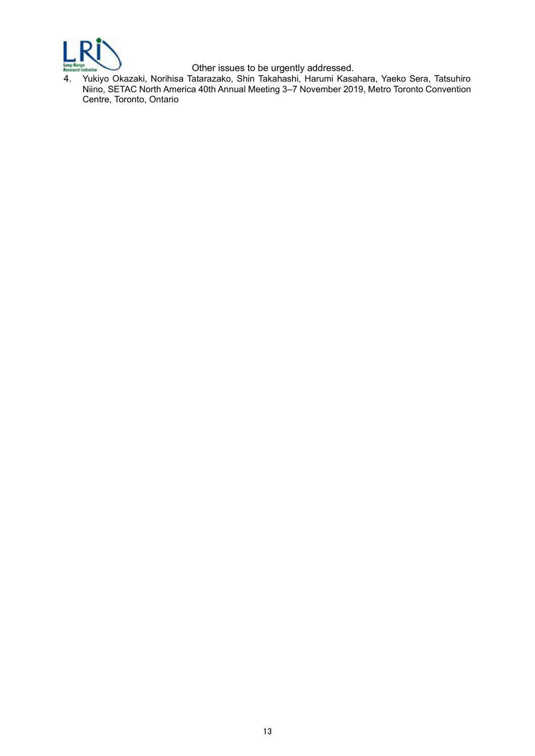Other issues to be urgently addressed.

4. Yukiyo Okazaki, Norihisa Tatarazako, Shin Takahashi, Harumi Kasahara, Yaeko Sera, Tatsuhiro Niino, SETAC North America 40th Annual Meeting 3–7 November 2019, Metro Toronto Convention Centre, Toronto, Ontario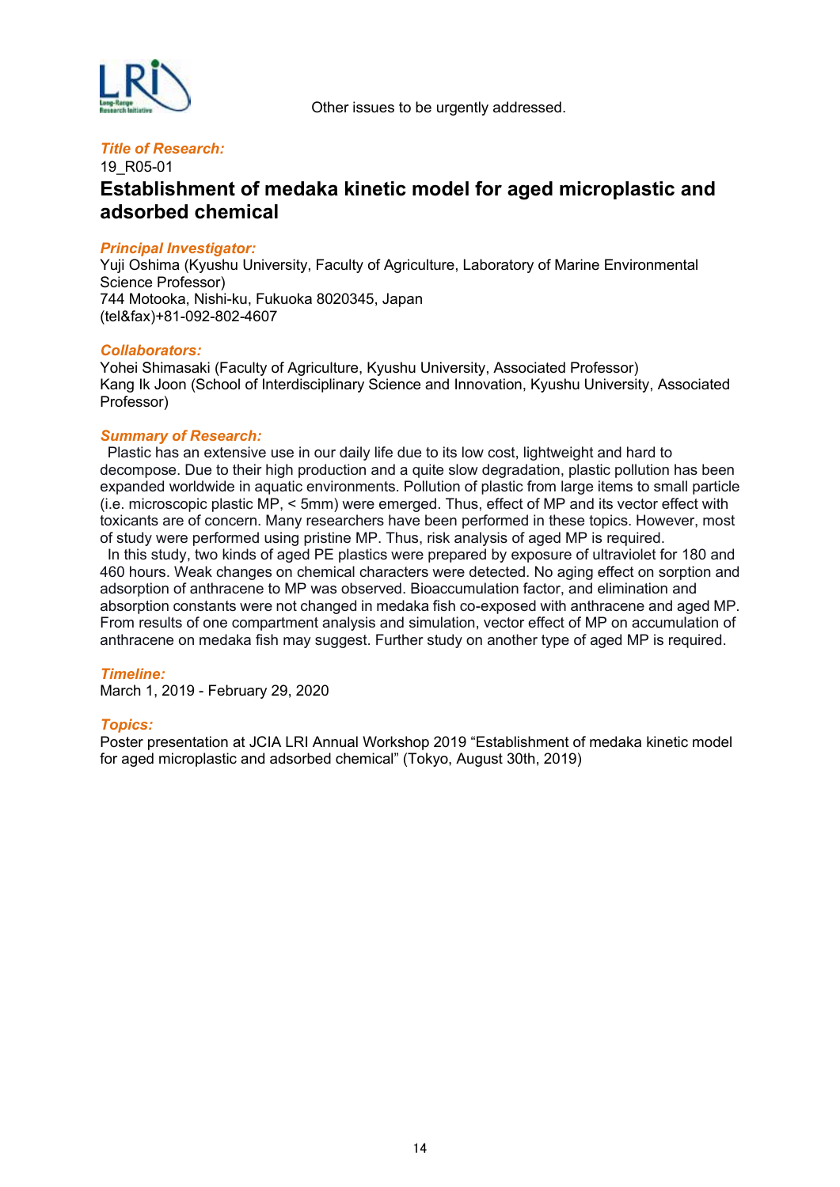Other issues to be urgently addressed.

***Title of Research:***

19_R05-01

## Establishment of medaka kinetic model for aged microplastic and adsorbed chemical

***Principal Investigator:***

Yuji Oshima (Kyushu University, Faculty of Agriculture, Laboratory of Marine Environmental Science Professor)
744 Motooka, Nishi-ku, Fukuoka 8020345, Japan
(tel&fax)+81-092-802-4607

***Collaborators:***

Yohei Shimasaki (Faculty of Agriculture, Kyushu University, Associated Professor)
Kang Ik Joon (School of Interdisciplinary Science and Innovation, Kyushu University, Associated Professor)

***Summary of Research:***

Plastic has an extensive use in our daily life due to its low cost, lightweight and hard to decompose. Due to their high production and a quite slow degradation, plastic pollution has been expanded worldwide in aquatic environments. Pollution of plastic from large items to small particle (i.e. microscopic plastic MP, < 5mm) were emerged. Thus, effect of MP and its vector effect with toxicants are of concern. Many researchers have been performed in these topics. However, most of study were performed using pristine MP. Thus, risk analysis of aged MP is required.

In this study, two kinds of aged PE plastics were prepared by exposure of ultraviolet for 180 and 460 hours. Weak changes on chemical characters were detected. No aging effect on sorption and adsorption of anthracene to MP was observed. Bioaccumulation factor, and elimination and absorption constants were not changed in medaka fish co-exposed with anthracene and aged MP. From results of one compartment analysis and simulation, vector effect of MP on accumulation of anthracene on medaka fish may suggest. Further study on another type of aged MP is required.

***Timeline:***

March 1, 2019 - February 29, 2020

***Topics:***

Poster presentation at JCIA LRI Annual Workshop 2019 “Establishment of medaka kinetic model for aged microplastic and adsorbed chemical” (Tokyo, August 30th, 2019)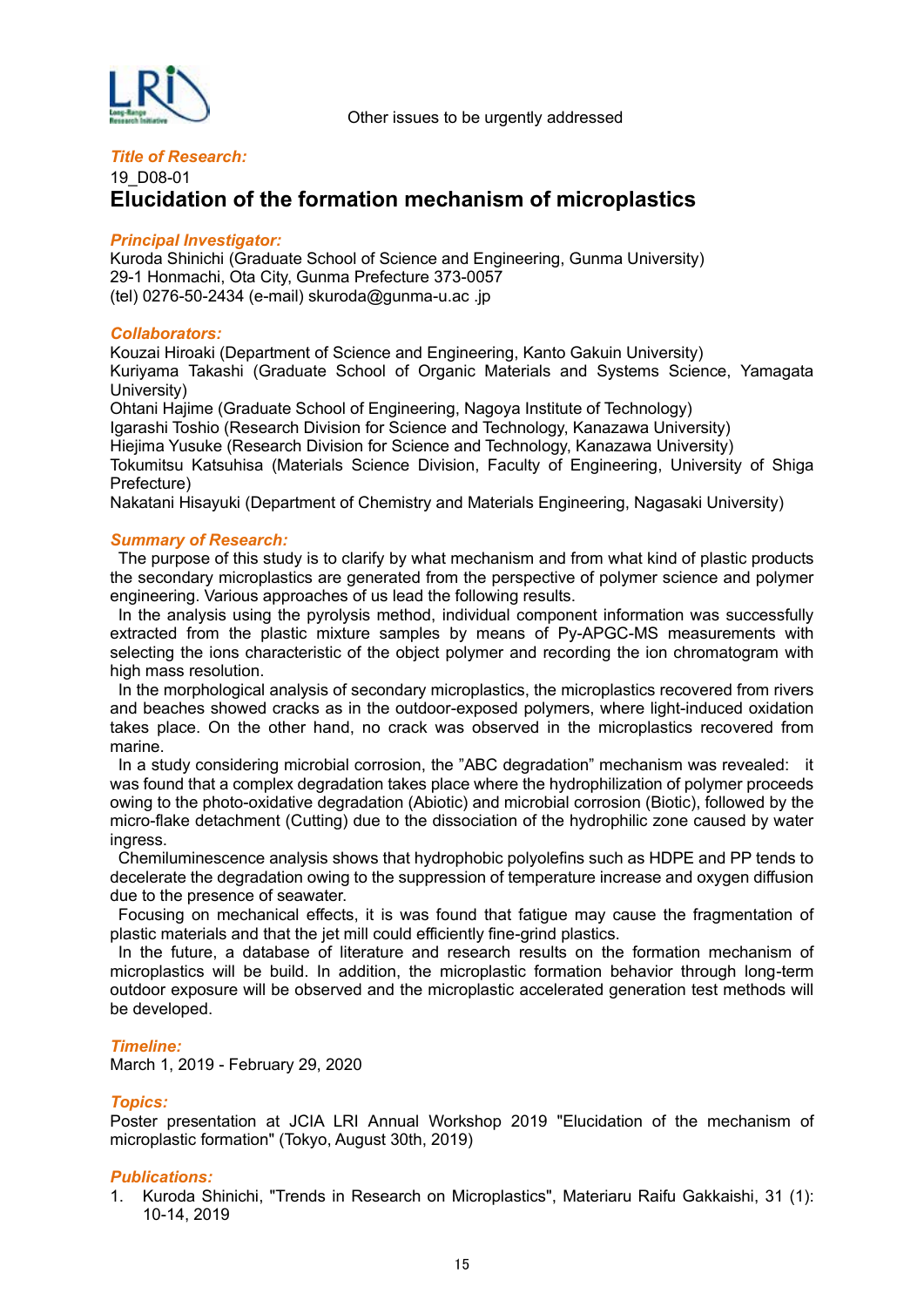Other issues to be urgently addressed

***Title of Research:***

19_D08-01

# Elucidation of the formation mechanism of microplastics

***Principal Investigator:***

Kuroda Shinichi (Graduate School of Science and Engineering, Gunma University)
29-1 Honmachi, Ota City, Gunma Prefecture 373-0057
(tel) 0276-50-2434 (e-mail) skuroda@gunma-u.ac .jp

***Collaborators:***

Kouzai Hiroaki (Department of Science and Engineering, Kanto Gakuin University)
Kuriyama Takashi (Graduate School of Organic Materials and Systems Science, Yamagata University)
Ohtani Hajime (Graduate School of Engineering, Nagoya Institute of Technology)
Igarashi Toshio (Research Division for Science and Technology, Kanazawa University)
Hiejima Yusuke (Research Division for Science and Technology, Kanazawa University)
Tokumitsu Katsuhisa (Materials Science Division, Faculty of Engineering, University of Shiga Prefecture)
Nakatani Hisayuki (Department of Chemistry and Materials Engineering, Nagasaki University)

***Summary of Research:***

The purpose of this study is to clarify by what mechanism and from what kind of plastic products the secondary microplastics are generated from the perspective of polymer science and polymer engineering. Various approaches of us lead the following results.

In the analysis using the pyrolysis method, individual component information was successfully extracted from the plastic mixture samples by means of Py-APGC-MS measurements with selecting the ions characteristic of the object polymer and recording the ion chromatogram with high mass resolution.

In the morphological analysis of secondary microplastics, the microplastics recovered from rivers and beaches showed cracks as in the outdoor-exposed polymers, where light-induced oxidation takes place. On the other hand, no crack was observed in the microplastics recovered from marine.

In a study considering microbial corrosion, the "ABC degradation" mechanism was revealed: it was found that a complex degradation takes place where the hydrophilization of polymer proceeds owing to the photo-oxidative degradation (Abiotic) and microbial corrosion (Biotic), followed by the micro-flake detachment (Cutting) due to the dissociation of the hydrophilic zone caused by water ingress.

Chemiluminescence analysis shows that hydrophobic polyolefins such as HDPE and PP tends to decelerate the degradation owing to the suppression of temperature increase and oxygen diffusion due to the presence of seawater.

Focusing on mechanical effects, it is was found that fatigue may cause the fragmentation of plastic materials and that the jet mill could efficiently fine-grind plastics.

In the future, a database of literature and research results on the formation mechanism of microplastics will be build. In addition, the microplastic formation behavior through long-term outdoor exposure will be observed and the microplastic accelerated generation test methods will be developed.

***Timeline:***

March 1, 2019 - February 29, 2020

***Topics:***

Poster presentation at JCIA LRI Annual Workshop 2019 "Elucidation of the mechanism of microplastic formation" (Tokyo, August 30th, 2019)

***Publications:***

1. Kuroda Shinichi, "Trends in Research on Microplastics", Materiaru Raifu Gakkaishi, 31 (1): 10-14, 2019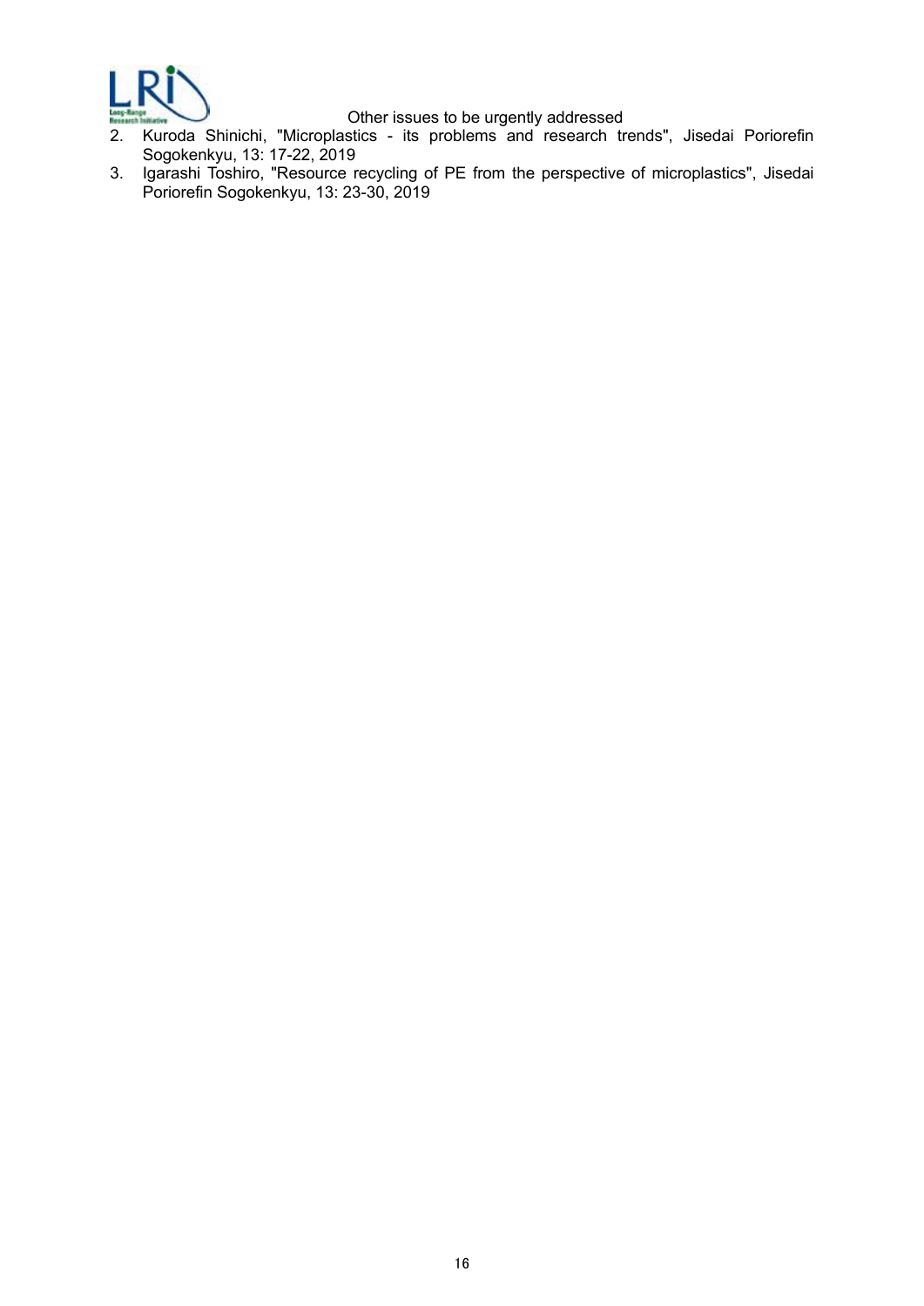2. Kuroda Shinichi, "Microplastics - its problems and research trends", Jisedai Poriorefin Sogokenkyu, 13: 17-22, 2019
3. Igarashi Toshiro, "Resource recycling of PE from the perspective of microplastics", Jisedai Poriorefin Sogokenkyu, 13: 23-30, 2019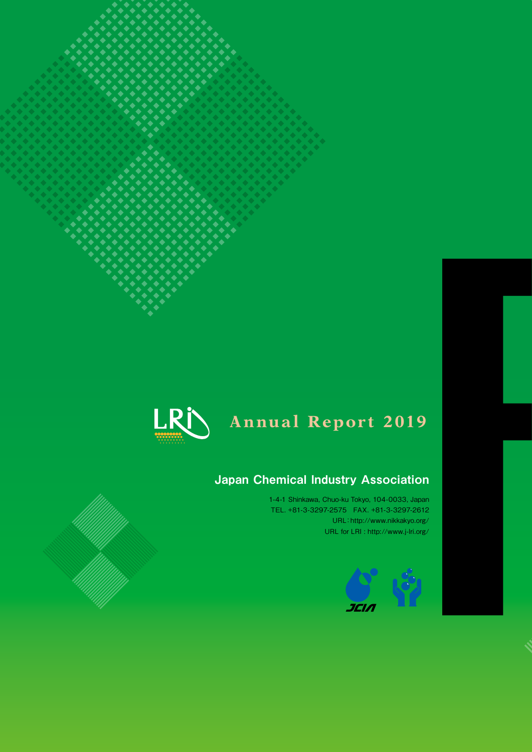LRi

# Annual Report 2019

## Japan Chemical Industry Association

1-4-1 Shinkawa, Chuo-ku Tokyo, 104-0033, Japan
TEL. +81-3-3297-2575 FAX. +81-3-3297-2612
URL : http://www.nikkakyo.org/
URL for LRI : http://www.j-lri.org/

JCIA